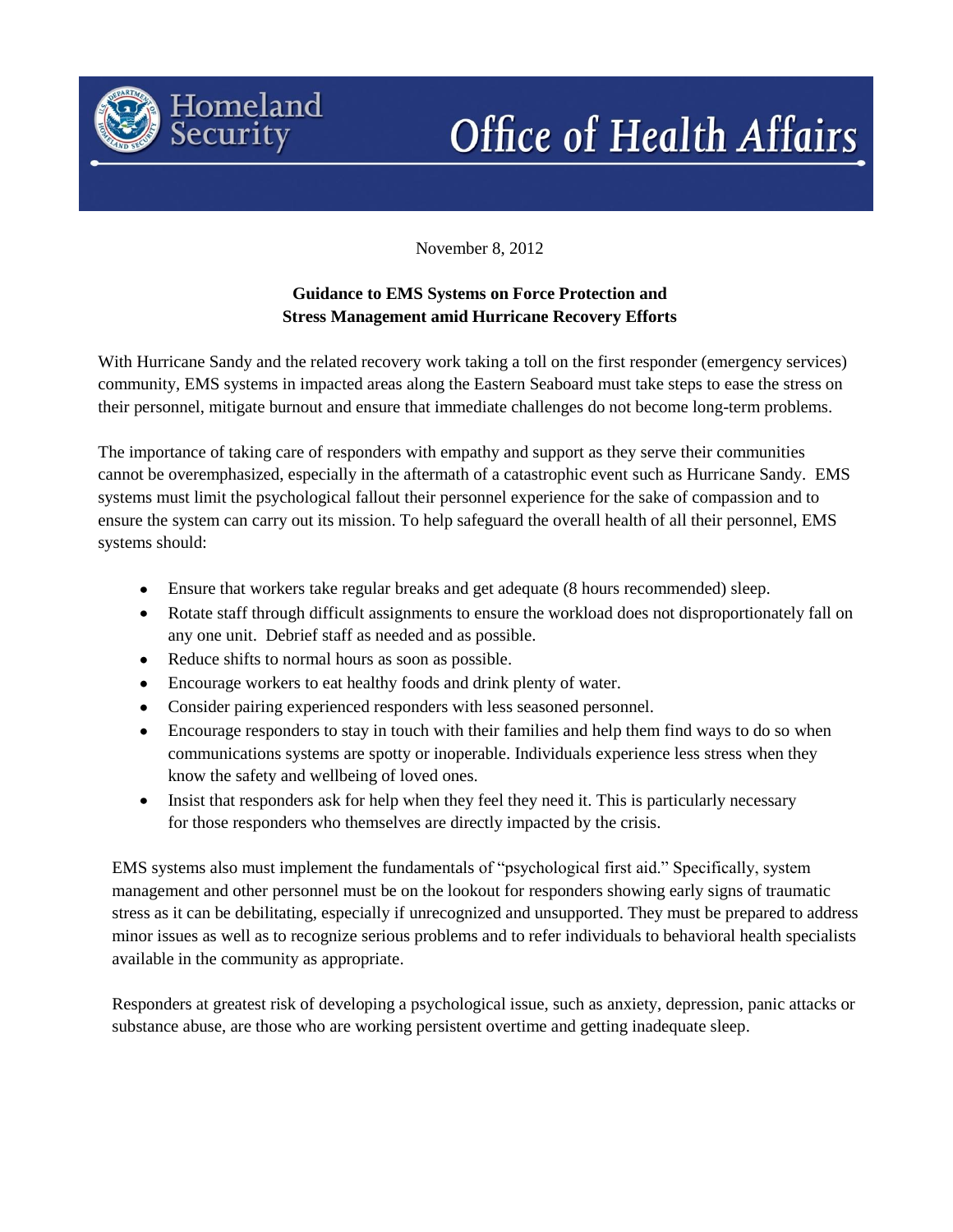Homeland Security

# Office of Health Affairs

November 8, 2012

## Guidance to EMS Systems on Force Protection and Stress Management amid Hurricane Recovery Efforts

With Hurricane Sandy and the related recovery work taking a toll on the first responder (emergency services) community, EMS systems in impacted areas along the Eastern Seaboard must take steps to ease the stress on their personnel, mitigate burnout and ensure that immediate challenges do not become long-term problems.

The importance of taking care of responders with empathy and support as they serve their communities cannot be overemphasized, especially in the aftermath of a catastrophic event such as Hurricane Sandy. EMS systems must limit the psychological fallout their personnel experience for the sake of compassion and to ensure the system can carry out its mission. To help safeguard the overall health of all their personnel, EMS systems should:

- Ensure that workers take regular breaks and get adequate (8 hours recommended) sleep.
- Rotate staff through difficult assignments to ensure the workload does not disproportionately fall on any one unit. Debrief staff as needed and as possible.
- Reduce shifts to normal hours as soon as possible.
- Encourage workers to eat healthy foods and drink plenty of water.
- Consider pairing experienced responders with less seasoned personnel.
- Encourage responders to stay in touch with their families and help them find ways to do so when communications systems are spotty or inoperable. Individuals experience less stress when they know the safety and wellbeing of loved ones.
- Insist that responders ask for help when they feel they need it. This is particularly necessary for those responders who themselves are directly impacted by the crisis.

EMS systems also must implement the fundamentals of "psychological first aid." Specifically, system management and other personnel must be on the lookout for responders showing early signs of traumatic stress as it can be debilitating, especially if unrecognized and unsupported. They must be prepared to address minor issues as well as to recognize serious problems and to refer individuals to behavioral health specialists available in the community as appropriate.

Responders at greatest risk of developing a psychological issue, such as anxiety, depression, panic attacks or substance abuse, are those who are working persistent overtime and getting inadequate sleep.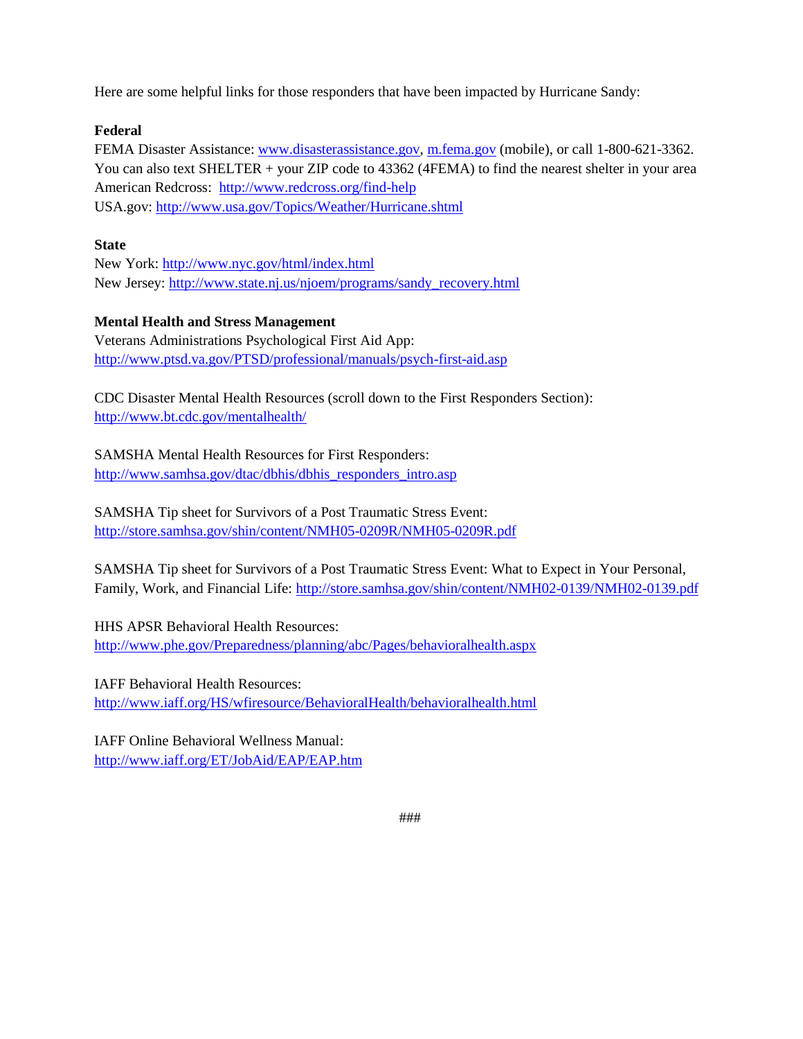Here are some helpful links for those responders that have been impacted by Hurricane Sandy:

**Federal**

FEMA Disaster Assistance: www.disasterassistance.gov, m.fema.gov (mobile), or call 1-800-621-3362. You can also text SHELTER + your ZIP code to 43362 (4FEMA) to find the nearest shelter in your area
American Redcross: http://www.redcross.org/find-help
USA.gov: http://www.usa.gov/Topics/Weather/Hurricane.shtml

**State**

New York: http://www.nyc.gov/html/index.html
New Jersey: http://www.state.nj.us/njoem/programs/sandy_recovery.html

**Mental Health and Stress Management**

Veterans Administrations Psychological First Aid App:
http://www.ptsd.va.gov/PTSD/professional/manuals/psych-first-aid.asp

CDC Disaster Mental Health Resources (scroll down to the First Responders Section):
http://www.bt.cdc.gov/mentalhealth/

SAMSHA Mental Health Resources for First Responders:
http://www.samhsa.gov/dtac/dbhis/dbhis_responders_intro.asp

SAMSHA Tip sheet for Survivors of a Post Traumatic Stress Event:
http://store.samhsa.gov/shin/content/NMH05-0209R/NMH05-0209R.pdf

SAMSHA Tip sheet for Survivors of a Post Traumatic Stress Event: What to Expect in Your Personal, Family, Work, and Financial Life: http://store.samhsa.gov/shin/content/NMH02-0139/NMH02-0139.pdf

HHS APSR Behavioral Health Resources:
http://www.phe.gov/Preparedness/planning/abc/Pages/behavioralhealth.aspx

IAFF Behavioral Health Resources:
http://www.iaff.org/HS/wfiresource/BehavioralHealth/behavioralhealth.html

IAFF Online Behavioral Wellness Manual:
http://www.iaff.org/ET/JobAid/EAP/EAP.htm

###